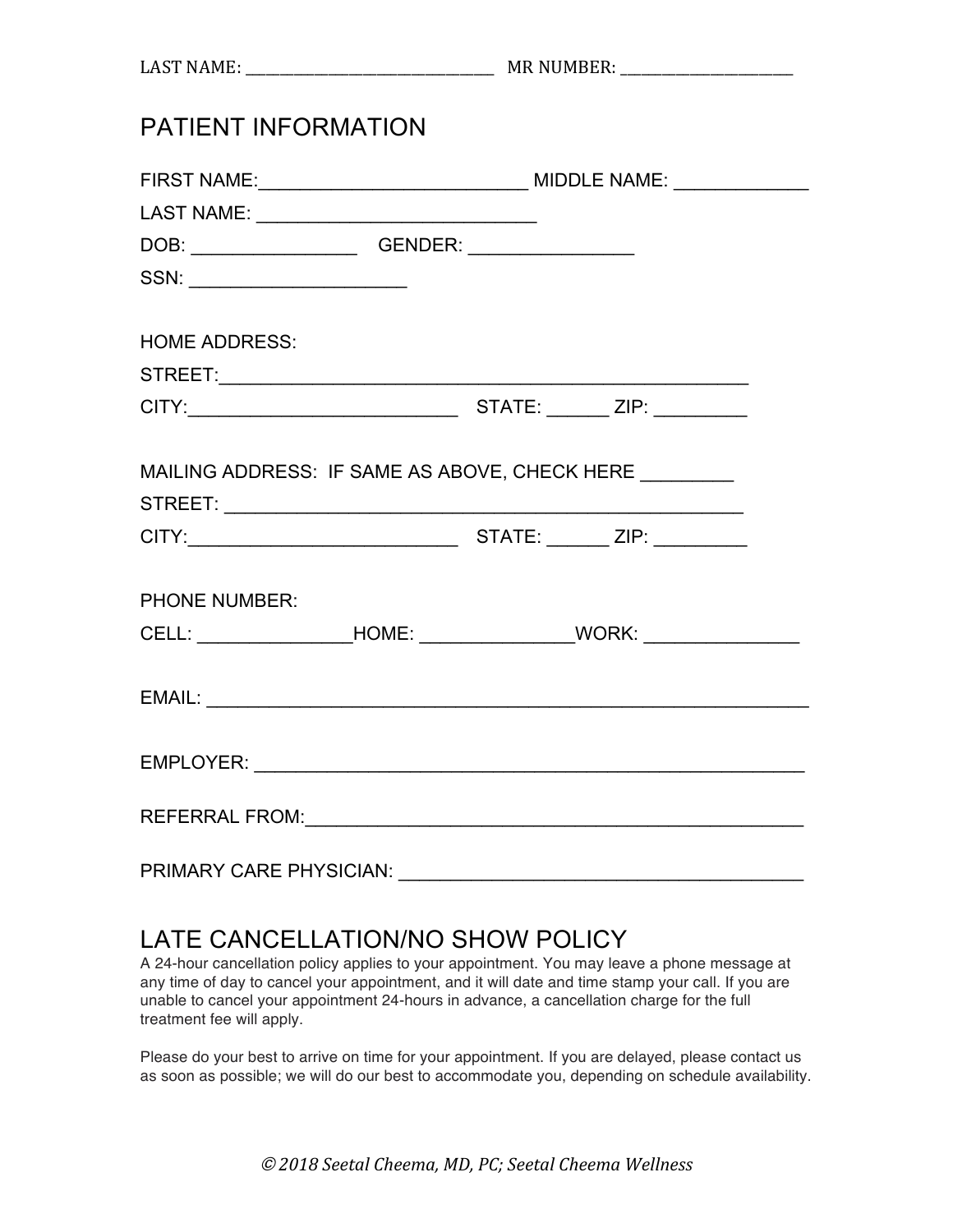LAST NAME: ______________________________ MR NUMBER: ____________________

# PATIENT INFORMATION

FIRST NAME:__________________________ MIDDLE NAME: _____________

LAST NAME: ___________________________

DOB: ________________ GENDER: ________________

SSN: _____________________

HOME ADDRESS:

STREET:_____________________________________________________

CITY:__________________________ STATE: ______ ZIP: _________

MAILING ADDRESS: IF SAME AS ABOVE, CHECK HERE _________

STREET: ___________________________________________________

CITY:__________________________ STATE: ______ ZIP: _________

PHONE NUMBER:

CELL: _______________HOME: _______________WORK: _______________

EMAIL: _________________________________________________________

EMPLOYER: _____________________________________________________

REFERRAL FROM:_________________________________________________

PRIMARY CARE PHYSICIAN: ________________________________________

# LATE CANCELLATION/NO SHOW POLICY

A 24-hour cancellation policy applies to your appointment. You may leave a phone message at any time of day to cancel your appointment, and it will date and time stamp your call. If you are unable to cancel your appointment 24-hours in advance, a cancellation charge for the full treatment fee will apply.

Please do your best to arrive on time for your appointment. If you are delayed, please contact us as soon as possible; we will do our best to accommodate you, depending on schedule availability.

*© 2018 Seetal Cheema, MD, PC; Seetal Cheema Wellness*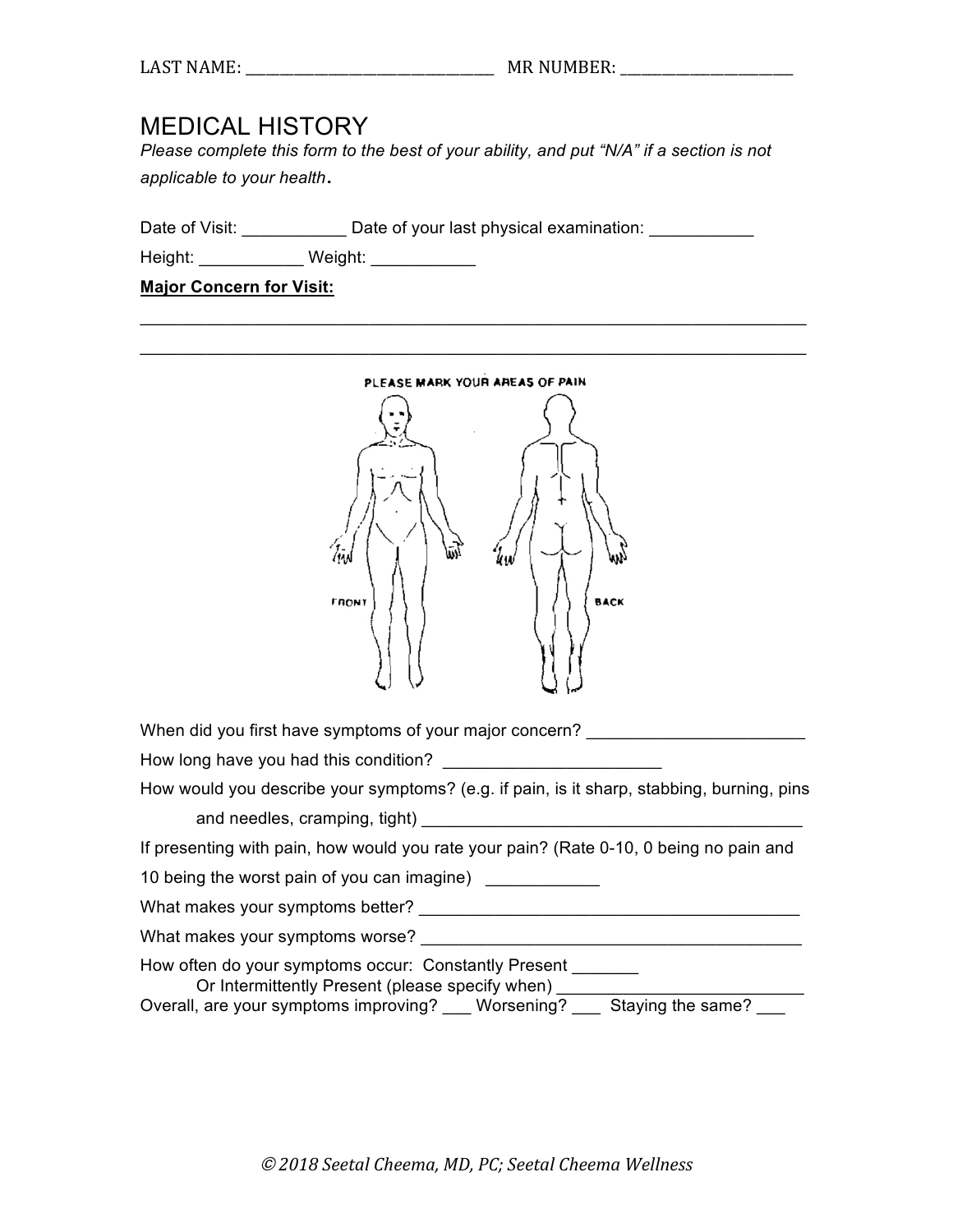LAST NAME: ______________________________ MR NUMBER: ____________________

# MEDICAL HISTORY

*Please complete this form to the best of your ability, and put "N/A" if a section is not applicable to your health.*

Date of Visit: ___________ Date of your last physical examination: ___________

Height: ___________ Weight: ___________

**Major Concern for Visit:**

_________________________________________________________________________

_________________________________________________________________________

PLEASE MARK YOUR AREAS OF PAIN

FRONT BACK

When did you first have symptoms of your major concern? _______________________

How long have you had this condition? _______________________

How would you describe your symptoms? (e.g. if pain, is it sharp, stabbing, burning, pins and needles, cramping, tight) ________________________________________

If presenting with pain, how would you rate your pain? (Rate 0-10, 0 being no pain and 10 being the worst pain of you can imagine) ____________

What makes your symptoms better? ________________________________________

What makes your symptoms worse? ________________________________________

How often do your symptoms occur: Constantly Present _______
Or Intermittently Present (please specify when) _________________________

Overall, are your symptoms improving? ___ Worsening? ___ Staying the same? ___

© 2018 Seetal Cheema, MD, PC; Seetal Cheema Wellness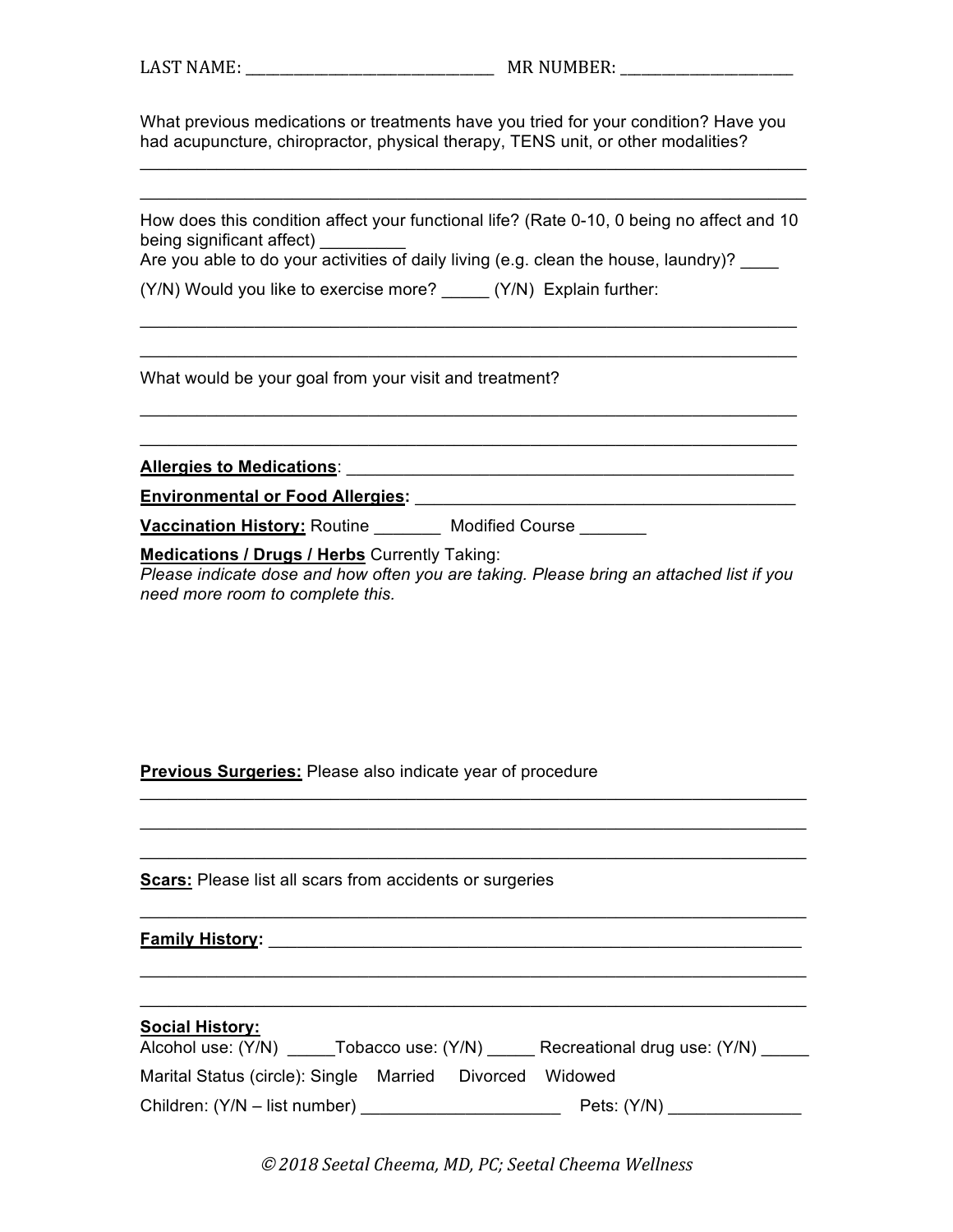LAST NAME: ______________________________ MR NUMBER: ____________________

What previous medications or treatments have you tried for your condition? Have you had acupuncture, chiropractor, physical therapy, TENS unit, or other modalities?

_______________________________________________________________________

_______________________________________________________________________

How does this condition affect your functional life? (Rate 0-10, 0 being no affect and 10 being significant affect) _________

Are you able to do your activities of daily living (e.g. clean the house, laundry)? ____

(Y/N) Would you like to exercise more? _____ (Y/N) Explain further:

_______________________________________________________________________

_______________________________________________________________________

What would be your goal from your visit and treatment?

_______________________________________________________________________

_______________________________________________________________________

**Allergies to Medications**: _______________________________________________

**Environmental or Food Allergies:** ________________________________________

**Vaccination History:** Routine _______ Modified Course _______

**Medications / Drugs / Herbs** Currently Taking:

*Please indicate dose and how often you are taking. Please bring an attached list if you need more room to complete this.*

**Previous Surgeries:** Please also indicate year of procedure

_______________________________________________________________________

_______________________________________________________________________

_______________________________________________________________________

**Scars:** Please list all scars from accidents or surgeries

_______________________________________________________________________

**Family History:** _________________________________________________________

_______________________________________________________________________

_______________________________________________________________________

**Social History:**

Alcohol use: (Y/N) _____ Tobacco use: (Y/N) _____ Recreational drug use: (Y/N) _____

Marital Status (circle): Single Married Divorced Widowed

Children: (Y/N – list number) ____________________ Pets: (Y/N) ______________

*© 2018 Seetal Cheema, MD, PC; Seetal Cheema Wellness*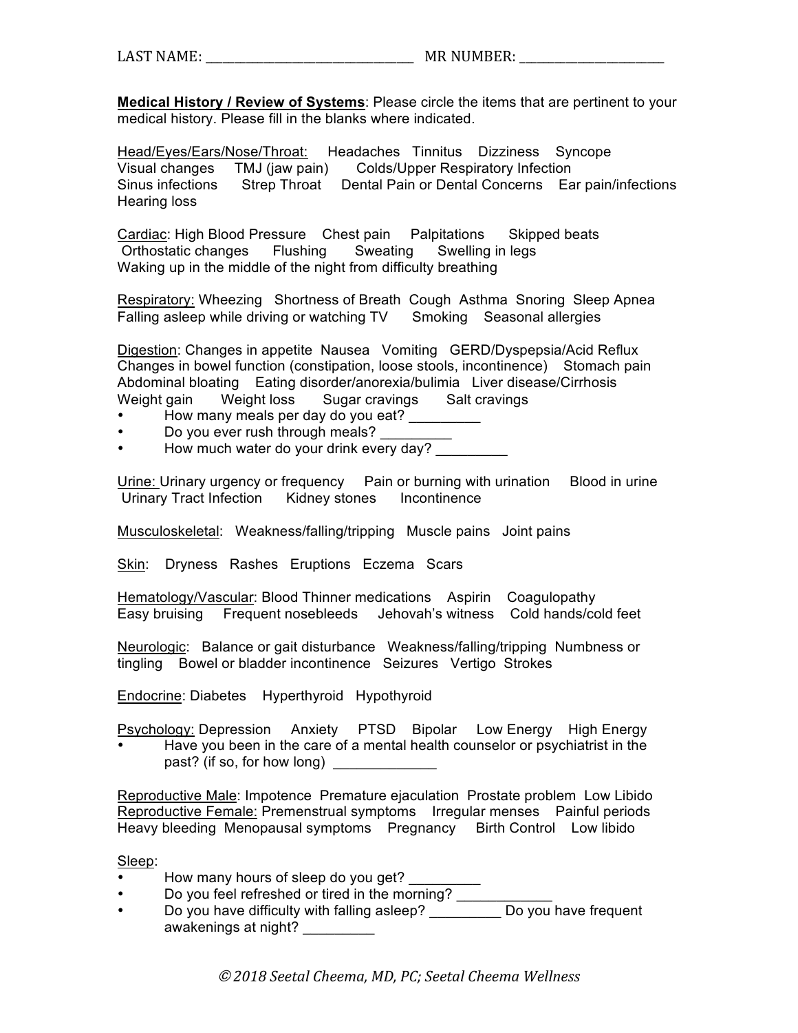LAST NAME: ______________________________ MR NUMBER: ____________________

**Medical History / Review of Systems**: Please circle the items that are pertinent to your medical history. Please fill in the blanks where indicated.

Head/Eyes/Ears/Nose/Throat: Headaches Tinnitus Dizziness Syncope
Visual changes TMJ (jaw pain) Colds/Upper Respiratory Infection
Sinus infections Strep Throat Dental Pain or Dental Concerns Ear pain/infections
Hearing loss

Cardiac: High Blood Pressure Chest pain Palpitations Skipped beats
Orthostatic changes Flushing Sweating Swelling in legs
Waking up in the middle of the night from difficulty breathing

Respiratory: Wheezing Shortness of Breath Cough Asthma Snoring Sleep Apnea
Falling asleep while driving or watching TV Smoking Seasonal allergies

Digestion: Changes in appetite Nausea Vomiting GERD/Dyspepsia/Acid Reflux
Changes in bowel function (constipation, loose stools, incontinence) Stomach pain
Abdominal bloating Eating disorder/anorexia/bulimia Liver disease/Cirrhosis
Weight gain Weight loss Sugar cravings Salt cravings

- How many meals per day do you eat? _________
- Do you ever rush through meals? _________
- How much water do your drink every day? _________

Urine: Urinary urgency or frequency Pain or burning with urination Blood in urine
Urinary Tract Infection Kidney stones Incontinence

Musculoskeletal: Weakness/falling/tripping Muscle pains Joint pains

Skin: Dryness Rashes Eruptions Eczema Scars

Hematology/Vascular: Blood Thinner medications Aspirin Coagulopathy
Easy bruising Frequent nosebleeds Jehovah's witness Cold hands/cold feet

Neurologic: Balance or gait disturbance Weakness/falling/tripping Numbness or tingling Bowel or bladder incontinence Seizures Vertigo Strokes

Endocrine: Diabetes Hyperthyroid Hypothyroid

Psychology: Depression Anxiety PTSD Bipolar Low Energy High Energy

- Have you been in the care of a mental health counselor or psychiatrist in the past? (if so, for how long) _____________

Reproductive Male: Impotence Premature ejaculation Prostate problem Low Libido
Reproductive Female: Premenstrual symptoms Irregular menses Painful periods
Heavy bleeding Menopausal symptoms Pregnancy Birth Control Low libido

Sleep:

- How many hours of sleep do you get? _________
- Do you feel refreshed or tired in the morning? ____________
- Do you have difficulty with falling asleep? _________ Do you have frequent awakenings at night? _________

*© 2018 Seetal Cheema, MD, PC; Seetal Cheema Wellness*